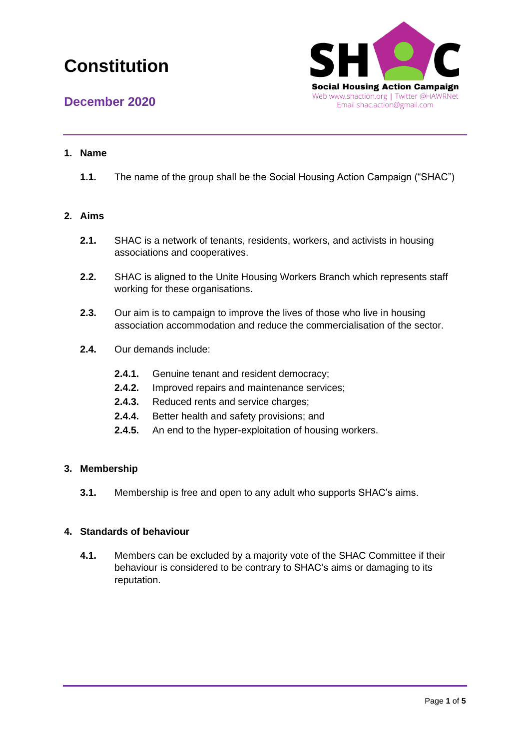# Constitution

## December 2020

Social Housing Action Campaign
Web www.shaction.org | Twitter @HAWRNet
Email shac.action@gmail.com

---

### 1. Name

**1.1.** The name of the group shall be the Social Housing Action Campaign ("SHAC")

### 2. Aims

**2.1.** SHAC is a network of tenants, residents, workers, and activists in housing associations and cooperatives.

**2.2.** SHAC is aligned to the Unite Housing Workers Branch which represents staff working for these organisations.

**2.3.** Our aim is to campaign to improve the lives of those who live in housing association accommodation and reduce the commercialisation of the sector.

**2.4.** Our demands include:

- **2.4.1.** Genuine tenant and resident democracy;
- **2.4.2.** Improved repairs and maintenance services;
- **2.4.3.** Reduced rents and service charges;
- **2.4.4.** Better health and safety provisions; and
- **2.4.5.** An end to the hyper-exploitation of housing workers.

### 3. Membership

**3.1.** Membership is free and open to any adult who supports SHAC's aims.

### 4. Standards of behaviour

**4.1.** Members can be excluded by a majority vote of the SHAC Committee if their behaviour is considered to be contrary to SHAC's aims or damaging to its reputation.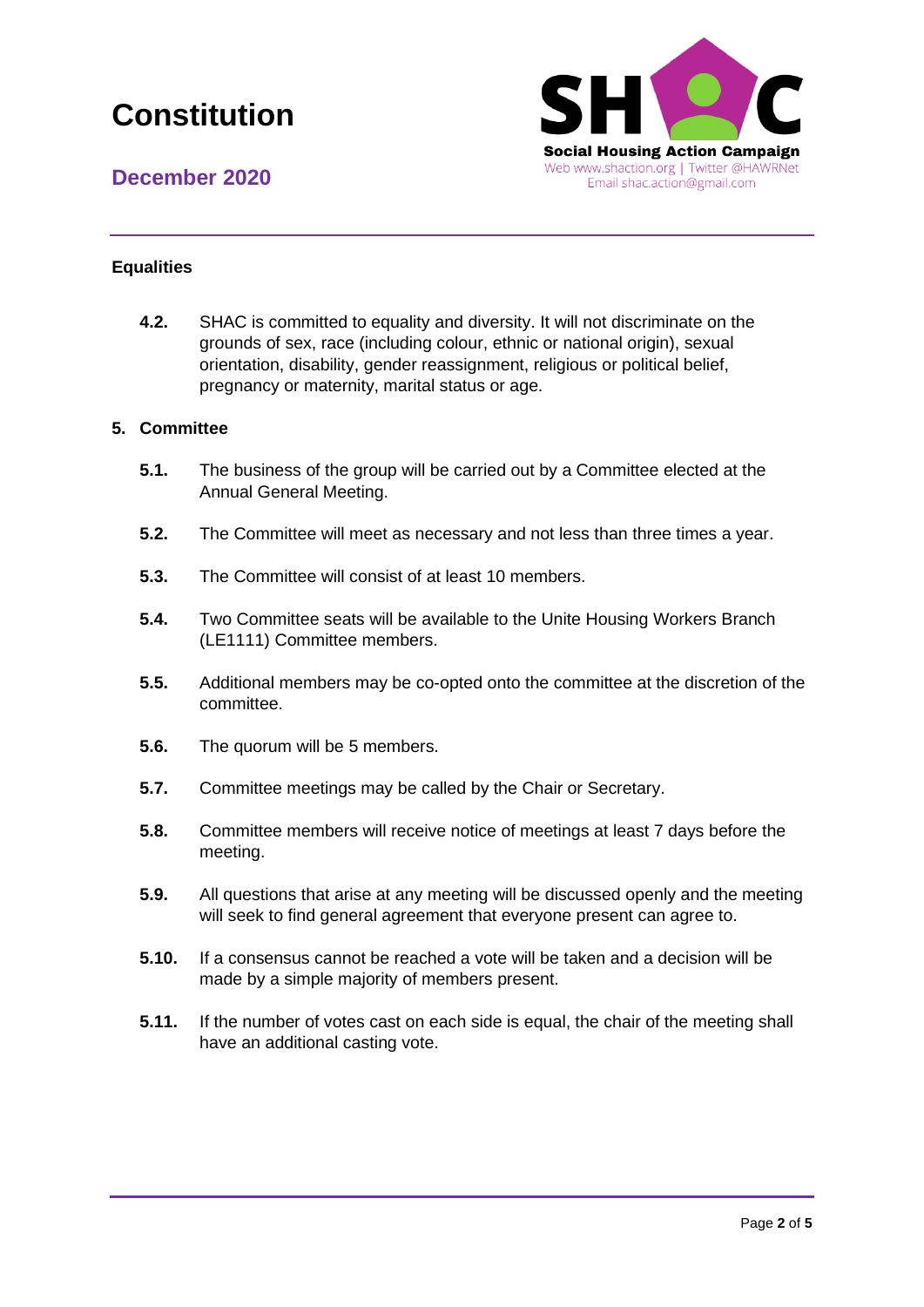#### Equalities

**4.2.** SHAC is committed to equality and diversity. It will not discriminate on the grounds of sex, race (including colour, ethnic or national origin), sexual orientation, disability, gender reassignment, religious or political belief, pregnancy or maternity, marital status or age.

### 5. Committee

**5.1.** The business of the group will be carried out by a Committee elected at the Annual General Meeting.

**5.2.** The Committee will meet as necessary and not less than three times a year.

**5.3.** The Committee will consist of at least 10 members.

**5.4.** Two Committee seats will be available to the Unite Housing Workers Branch (LE1111) Committee members.

**5.5.** Additional members may be co-opted onto the committee at the discretion of the committee.

**5.6.** The quorum will be 5 members.

**5.7.** Committee meetings may be called by the Chair or Secretary.

**5.8.** Committee members will receive notice of meetings at least 7 days before the meeting.

**5.9.** All questions that arise at any meeting will be discussed openly and the meeting will seek to find general agreement that everyone present can agree to.

**5.10.** If a consensus cannot be reached a vote will be taken and a decision will be made by a simple majority of members present.

**5.11.** If the number of votes cast on each side is equal, the chair of the meeting shall have an additional casting vote.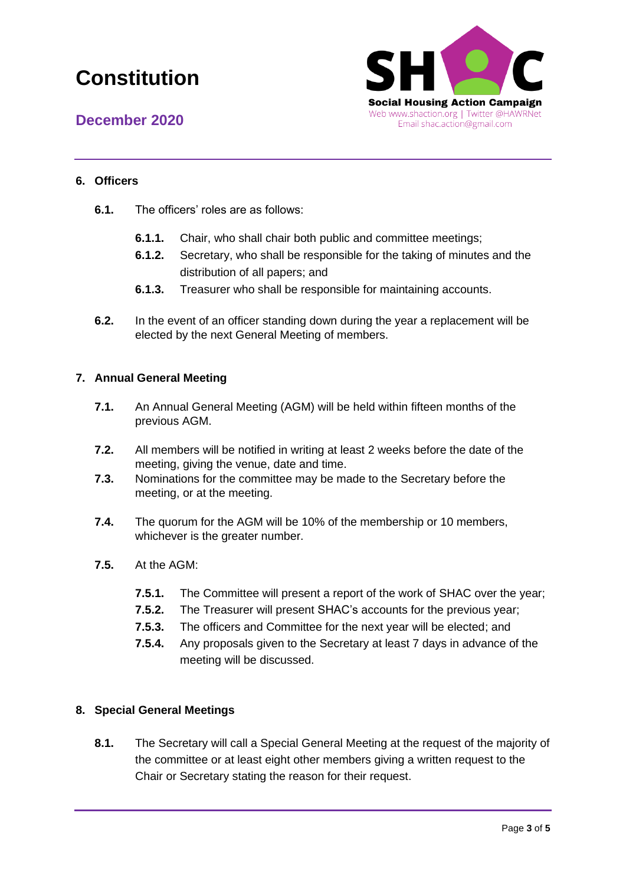## 6. Officers

**6.1.** The officers' roles are as follows:

- **6.1.1.** Chair, who shall chair both public and committee meetings;
- **6.1.2.** Secretary, who shall be responsible for the taking of minutes and the distribution of all papers; and
- **6.1.3.** Treasurer who shall be responsible for maintaining accounts.

**6.2.** In the event of an officer standing down during the year a replacement will be elected by the next General Meeting of members.

## 7. Annual General Meeting

**7.1.** An Annual General Meeting (AGM) will be held within fifteen months of the previous AGM.

**7.2.** All members will be notified in writing at least 2 weeks before the date of the meeting, giving the venue, date and time.

**7.3.** Nominations for the committee may be made to the Secretary before the meeting, or at the meeting.

**7.4.** The quorum for the AGM will be 10% of the membership or 10 members, whichever is the greater number.

**7.5.** At the AGM:

- **7.5.1.** The Committee will present a report of the work of SHAC over the year;
- **7.5.2.** The Treasurer will present SHAC's accounts for the previous year;
- **7.5.3.** The officers and Committee for the next year will be elected; and
- **7.5.4.** Any proposals given to the Secretary at least 7 days in advance of the meeting will be discussed.

## 8. Special General Meetings

**8.1.** The Secretary will call a Special General Meeting at the request of the majority of the committee or at least eight other members giving a written request to the Chair or Secretary stating the reason for their request.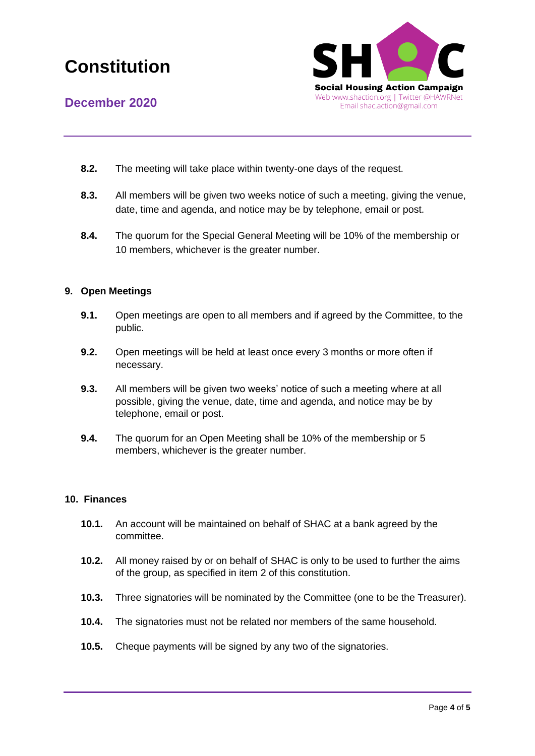**8.2.** The meeting will take place within twenty-one days of the request.

**8.3.** All members will be given two weeks notice of such a meeting, giving the venue, date, time and agenda, and notice may be by telephone, email or post.

**8.4.** The quorum for the Special General Meeting will be 10% of the membership or 10 members, whichever is the greater number.

## 9. Open Meetings

**9.1.** Open meetings are open to all members and if agreed by the Committee, to the public.

**9.2.** Open meetings will be held at least once every 3 months or more often if necessary.

**9.3.** All members will be given two weeks' notice of such a meeting where at all possible, giving the venue, date, time and agenda, and notice may be by telephone, email or post.

**9.4.** The quorum for an Open Meeting shall be 10% of the membership or 5 members, whichever is the greater number.

## 10. Finances

**10.1.** An account will be maintained on behalf of SHAC at a bank agreed by the committee.

**10.2.** All money raised by or on behalf of SHAC is only to be used to further the aims of the group, as specified in item 2 of this constitution.

**10.3.** Three signatories will be nominated by the Committee (one to be the Treasurer).

**10.4.** The signatories must not be related nor members of the same household.

**10.5.** Cheque payments will be signed by any two of the signatories.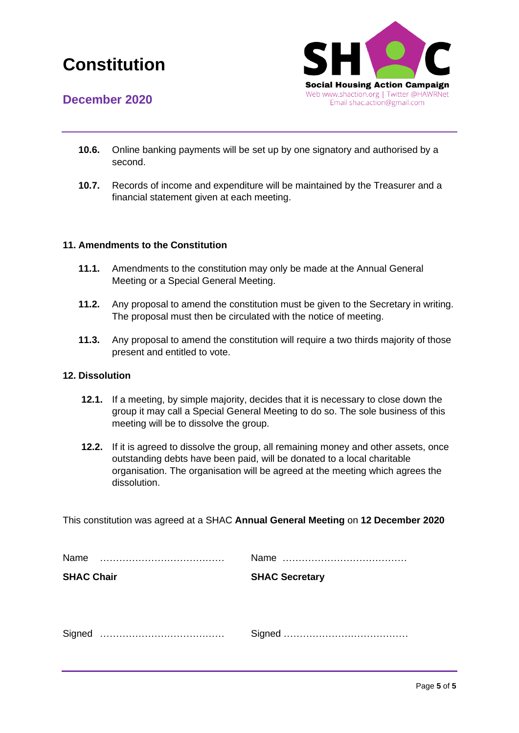**10.6.** Online banking payments will be set up by one signatory and authorised by a second.

**10.7.** Records of income and expenditure will be maintained by the Treasurer and a financial statement given at each meeting.

## 11. Amendments to the Constitution

**11.1.** Amendments to the constitution may only be made at the Annual General Meeting or a Special General Meeting.

**11.2.** Any proposal to amend the constitution must be given to the Secretary in writing. The proposal must then be circulated with the notice of meeting.

**11.3.** Any proposal to amend the constitution will require a two thirds majority of those present and entitled to vote.

## 12. Dissolution

**12.1.** If a meeting, by simple majority, decides that it is necessary to close down the group it may call a Special General Meeting to do so. The sole business of this meeting will be to dissolve the group.

**12.2.** If it is agreed to dissolve the group, all remaining money and other assets, once outstanding debts have been paid, will be donated to a local charitable organisation. The organisation will be agreed at the meeting which agrees the dissolution.

This constitution was agreed at a SHAC **Annual General Meeting** on **12 December 2020**

| | |
|---|---|
| Name …………………………………… | Name …………………………………… |
| **SHAC Chair** | **SHAC Secretary** |
| Signed …………………………………… | Signed …………………………………… |